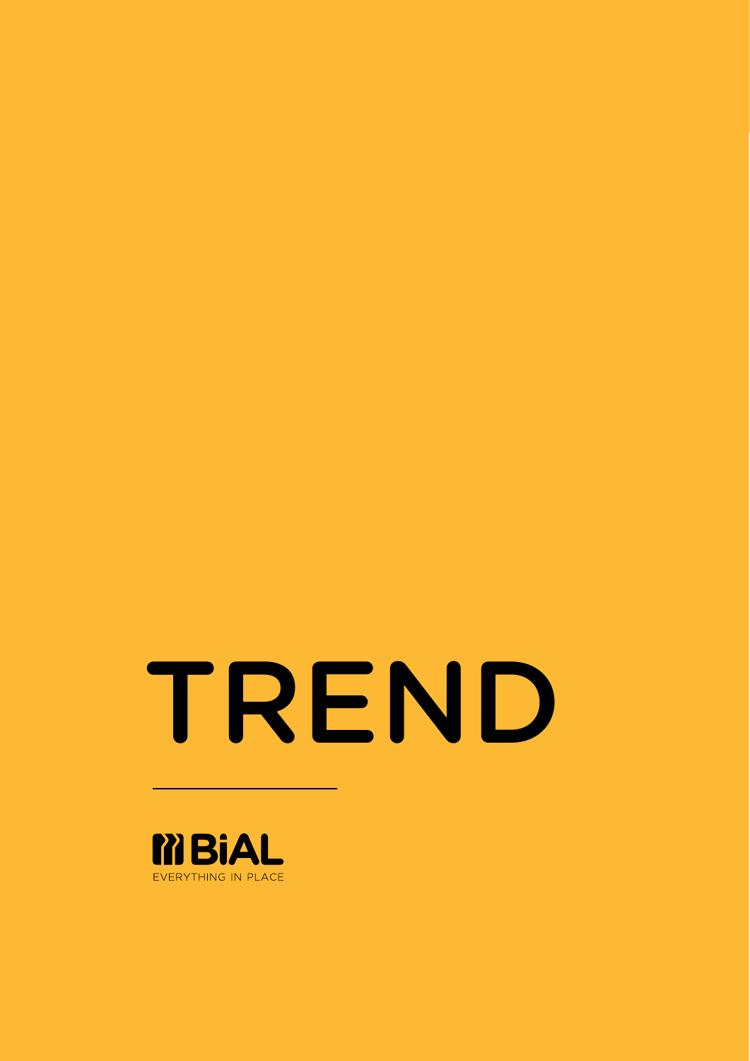# TREND

BiAL

EVERYTHING IN PLACE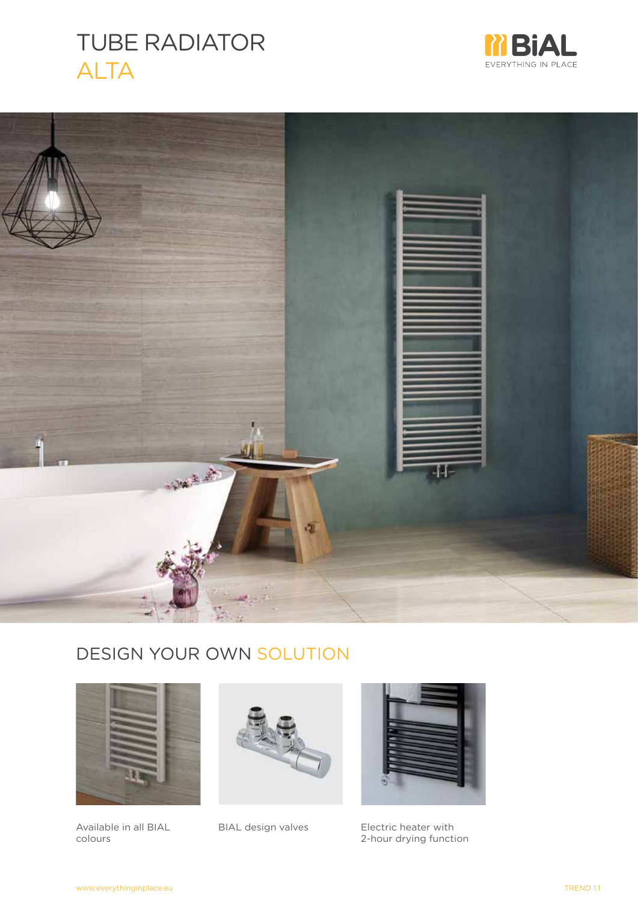# TUBE RADIATOR ALTA

BiAL
EVERYTHING IN PLACE

## DESIGN YOUR OWN SOLUTION

Available in all BIAL colours

BIAL design valves

Electric heater with 2-hour drying function

www.everythinginplace.eu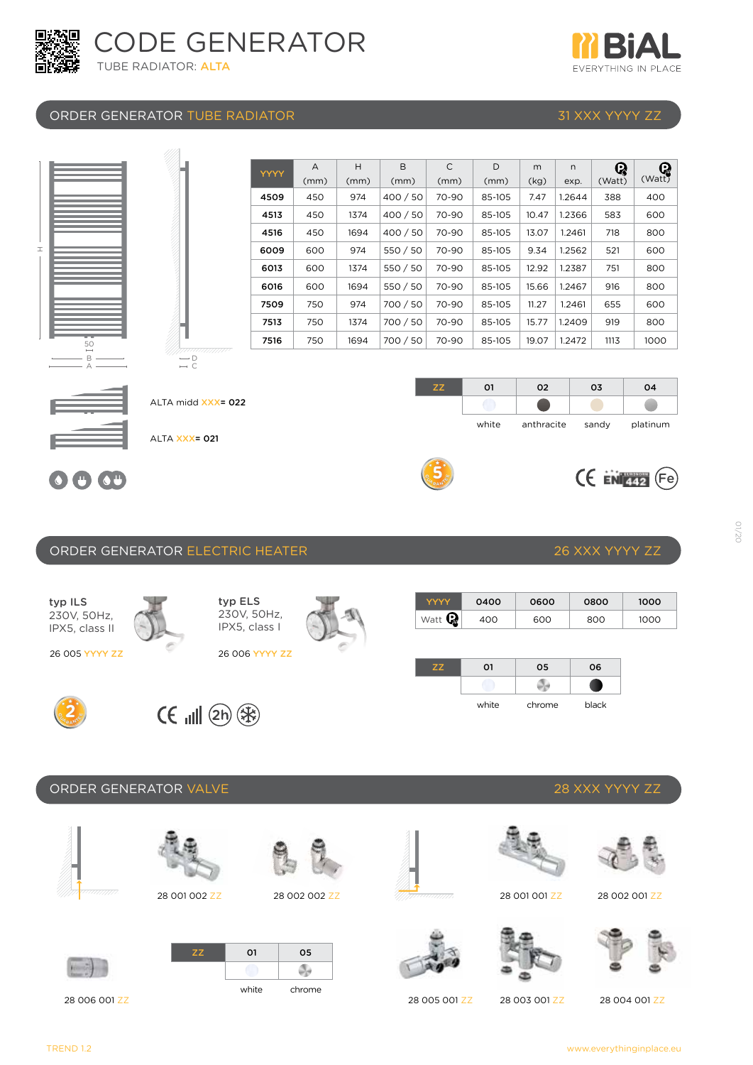# CODE GENERATOR

TUBE RADIATOR: ALTA

BiAL EVERYTHING IN PLACE

## ORDER GENERATOR TUBE RADIATOR — 31 XXX YYYY ZZ

| YYYY | A (mm) | H (mm) | B (mm) | C (mm) | D (mm) | m (kg) | n exp. | (Watt) | (Watt) |
|---|---|---|---|---|---|---|---|---|---|
| 4509 | 450 | 974 | 400 / 50 | 70-90 | 85-105 | 7.47 | 1.2644 | 388 | 400 |
| 4513 | 450 | 1374 | 400 / 50 | 70-90 | 85-105 | 10.47 | 1.2366 | 583 | 600 |
| 4516 | 450 | 1694 | 400 / 50 | 70-90 | 85-105 | 13.07 | 1.2461 | 718 | 800 |
| 6009 | 600 | 974 | 550 / 50 | 70-90 | 85-105 | 9.34 | 1.2562 | 521 | 600 |
| 6013 | 600 | 1374 | 550 / 50 | 70-90 | 85-105 | 12.92 | 1.2387 | 751 | 800 |
| 6016 | 600 | 1694 | 550 / 50 | 70-90 | 85-105 | 15.66 | 1.2467 | 916 | 800 |
| 7509 | 750 | 974 | 700 / 50 | 70-90 | 85-105 | 11.27 | 1.2461 | 655 | 600 |
| 7513 | 750 | 1374 | 700 / 50 | 70-90 | 85-105 | 15.77 | 1.2409 | 919 | 800 |
| 7516 | 750 | 1694 | 700 / 50 | 70-90 | 85-105 | 19.07 | 1.2472 | 1113 | 1000 |

ALTA midd XXX= 022

ALTA XXX= 021

| ZZ | 01 | 02 | 03 | 04 |
|---|---|---|---|---|
| | white | anthracite | sandy | platinum |

## ORDER GENERATOR ELECTRIC HEATER — 26 XXX YYYY ZZ

**typ ILS**
230V, 50Hz,
IPX5, class II

26 005 YYYY ZZ

**typ ELS**
230V, 50Hz,
IPX5, class I

26 006 YYYY ZZ

| YYYY | 0400 | 0600 | 0800 | 1000 |
|---|---|---|---|---|
| Watt | 400 | 600 | 800 | 1000 |

| ZZ | 01 | 05 | 06 |
|---|---|---|---|
| | white | chrome | black |

## ORDER GENERATOR VALVE — 28 XXX YYYY ZZ

28 001 002 ZZ

28 002 002 ZZ

28 001 001 ZZ

28 002 001 ZZ

28 006 001 ZZ

| ZZ | 01 | 05 |
|---|---|---|
| | white | chrome |

28 005 001 ZZ

28 003 001 ZZ

28 004 001 ZZ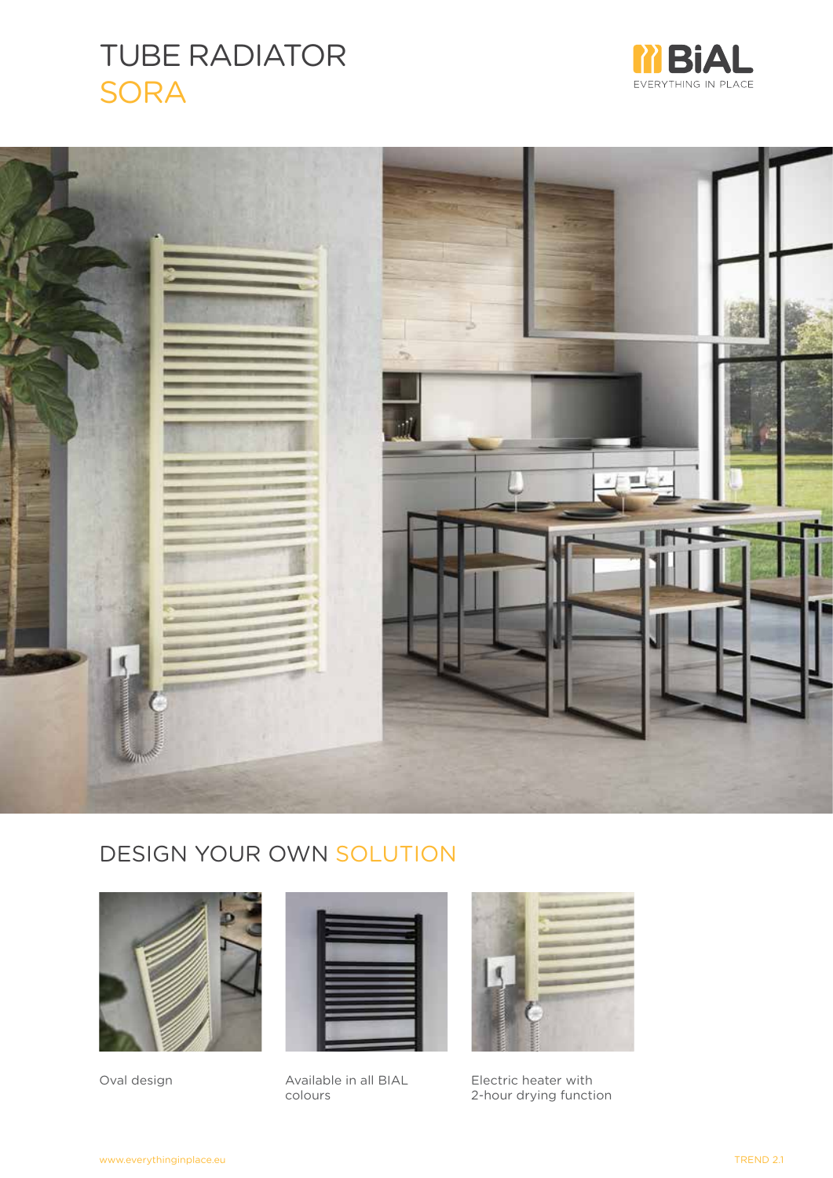# TUBE RADIATOR SORA

BiAL
EVERYTHING IN PLACE

## DESIGN YOUR OWN SOLUTION

Oval design

Available in all BIAL colours

Electric heater with 2-hour drying function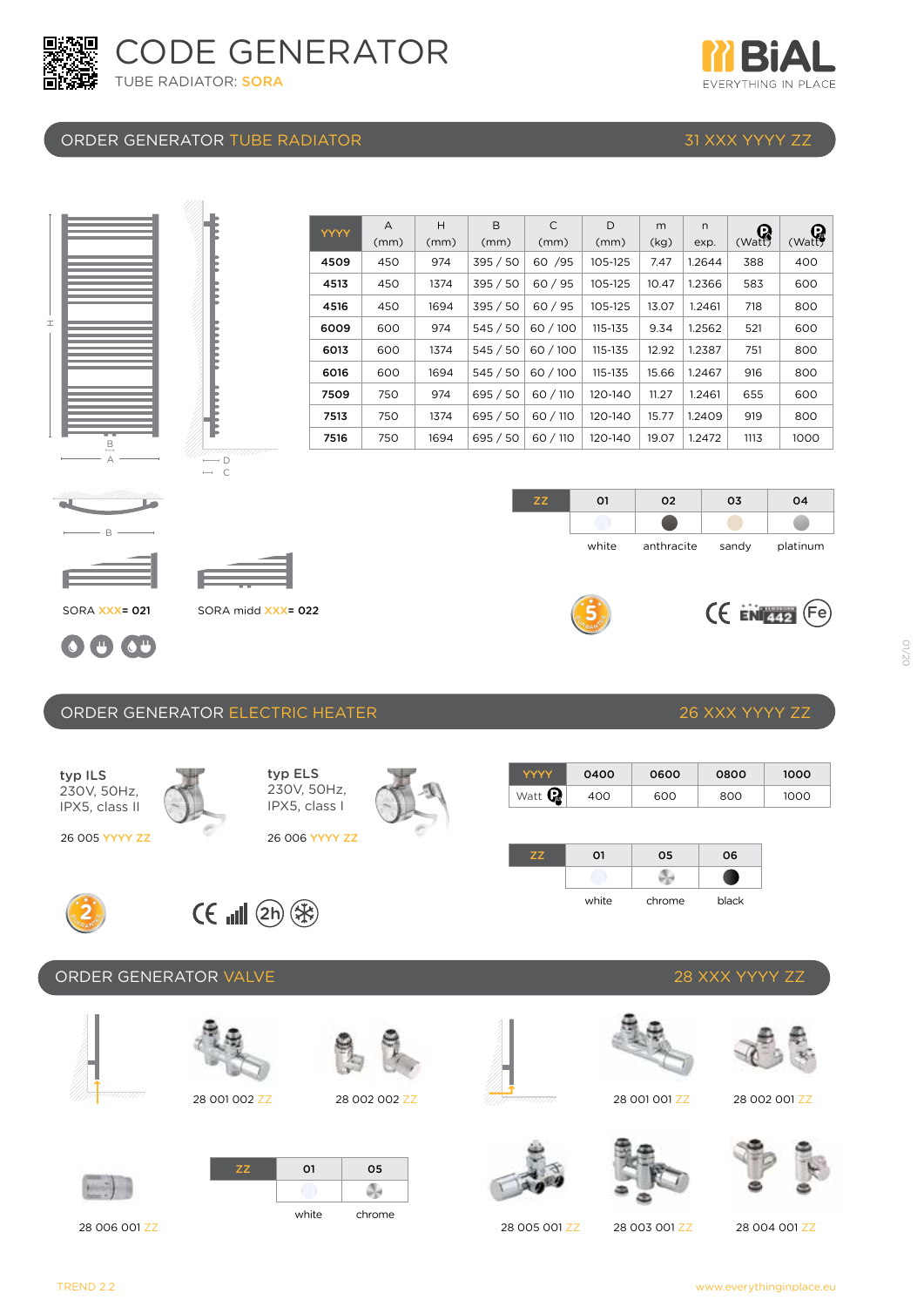# CODE GENERATOR

TUBE RADIATOR: SORA

BiAL — EVERYTHING IN PLACE

## ORDER GENERATOR TUBE RADIATOR — 31 XXX YYYY ZZ

| YYYY | A (mm) | H (mm) | B (mm) | C (mm) | D (mm) | m (kg) | n exp. | (Watt) | (Watt) |
|---|---|---|---|---|---|---|---|---|---|
| 4509 | 450 | 974 | 395 / 50 | 60 /95 | 105-125 | 7.47 | 1.2644 | 388 | 400 |
| 4513 | 450 | 1374 | 395 / 50 | 60 / 95 | 105-125 | 10.47 | 1.2366 | 583 | 600 |
| 4516 | 450 | 1694 | 395 / 50 | 60 / 95 | 105-125 | 13.07 | 1.2461 | 718 | 800 |
| 6009 | 600 | 974 | 545 / 50 | 60 / 100 | 115-135 | 9.34 | 1.2562 | 521 | 600 |
| 6013 | 600 | 1374 | 545 / 50 | 60 / 100 | 115-135 | 12.92 | 1.2387 | 751 | 800 |
| 6016 | 600 | 1694 | 545 / 50 | 60 / 100 | 115-135 | 15.66 | 1.2467 | 916 | 800 |
| 7509 | 750 | 974 | 695 / 50 | 60 / 110 | 120-140 | 11.27 | 1.2461 | 655 | 600 |
| 7513 | 750 | 1374 | 695 / 50 | 60 / 110 | 120-140 | 15.77 | 1.2409 | 919 | 800 |
| 7516 | 750 | 1694 | 695 / 50 | 60 / 110 | 120-140 | 19.07 | 1.2472 | 1113 | 1000 |

| ZZ | 01 | 02 | 03 | 04 |
|---|---|---|---|---|
| | white | anthracite | sandy | platinum |

SORA XXX= 021

SORA midd XXX= 022

## ORDER GENERATOR ELECTRIC HEATER — 26 XXX YYYY ZZ

**typ ILS**
230V, 50Hz,
IPX5, class II

26 005 YYYY ZZ

**typ ELS**
230V, 50Hz,
IPX5, class I

26 006 YYYY ZZ

| YYYY | 0400 | 0600 | 0800 | 1000 |
|---|---|---|---|---|
| Watt | 400 | 600 | 800 | 1000 |

| ZZ | 01 | 05 | 06 |
|---|---|---|---|
| | white | chrome | black |

## ORDER GENERATOR VALVE — 28 XXX YYYY ZZ

28 001 002 ZZ

28 002 002 ZZ

28 001 001 ZZ

28 002 001 ZZ

28 006 001 ZZ

| ZZ | 01 | 05 |
|---|---|---|
| | white | chrome |

28 005 001 ZZ

28 003 001 ZZ

28 004 001 ZZ

TREND 2.2

www.everythinginplace.eu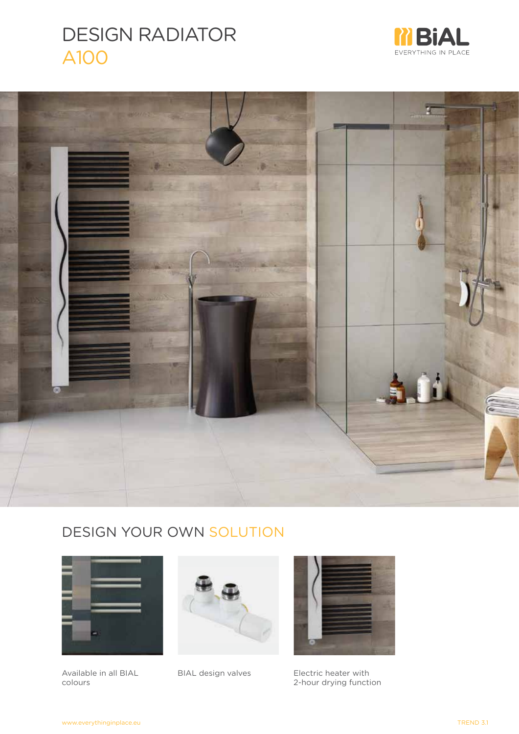# DESIGN RADIATOR
# A100

BIAL
EVERYTHING IN PLACE

## DESIGN YOUR OWN SOLUTION

Available in all BIAL colours

BIAL design valves

Electric heater with 2-hour drying function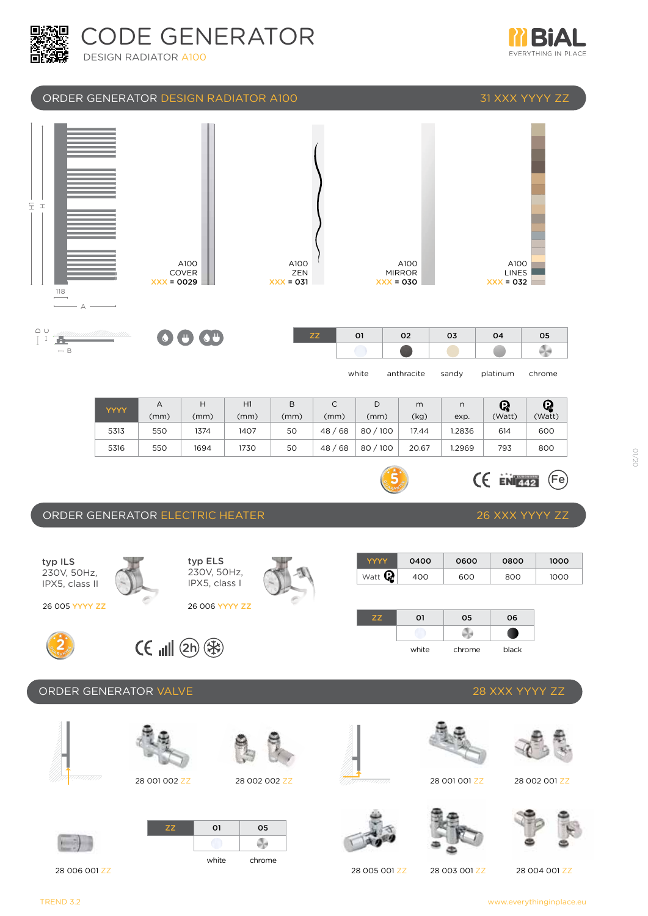# CODE GENERATOR

DESIGN RADIATOR A100

BiAL EVERYTHING IN PLACE

## ORDER GENERATOR DESIGN RADIATOR A100 — 31 XXX YYYY ZZ

A100 COVER XXX = 0029

A100 ZEN XXX = 031

A100 MIRROR XXX = 030

A100 LINES XXX = 032

| ZZ | 01 | 02 | 03 | 04 | 05 |
|---|---|---|---|---|---|
| | white | anthracite | sandy | platinum | chrome |

| YYYY | A (mm) | H (mm) | H1 (mm) | B (mm) | C (mm) | D (mm) | m (kg) | n exp. | (Watt) | (Watt) |
|---|---|---|---|---|---|---|---|---|---|---|
| 5313 | 550 | 1374 | 1407 | 50 | 48 / 68 | 80 / 100 | 17.44 | 1.2836 | 614 | 600 |
| 5316 | 550 | 1694 | 1730 | 50 | 48 / 68 | 80 / 100 | 20.67 | 1.2969 | 793 | 800 |

## ORDER GENERATOR ELECTRIC HEATER — 26 XXX YYYY ZZ

**typ ILS**
230V, 50Hz,
IPX5, class II

26 005 YYYY ZZ

**typ ELS**
230V, 50Hz,
IPX5, class I

26 006 YYYY ZZ

| YYYY | 0400 | 0600 | 0800 | 1000 |
|---|---|---|---|---|
| Watt | 400 | 600 | 800 | 1000 |

| ZZ | 01 | 05 | 06 |
|---|---|---|---|
| | white | chrome | black |

## ORDER GENERATOR VALVE — 28 XXX YYYY ZZ

28 001 002 ZZ

28 002 002 ZZ

28 001 001 ZZ

28 002 001 ZZ

28 006 001 ZZ

| ZZ | 01 | 05 |
|---|---|---|
| | white | chrome |

28 005 001 ZZ

28 003 001 ZZ

28 004 001 ZZ

TREND 3.2

www.everythinginplace.eu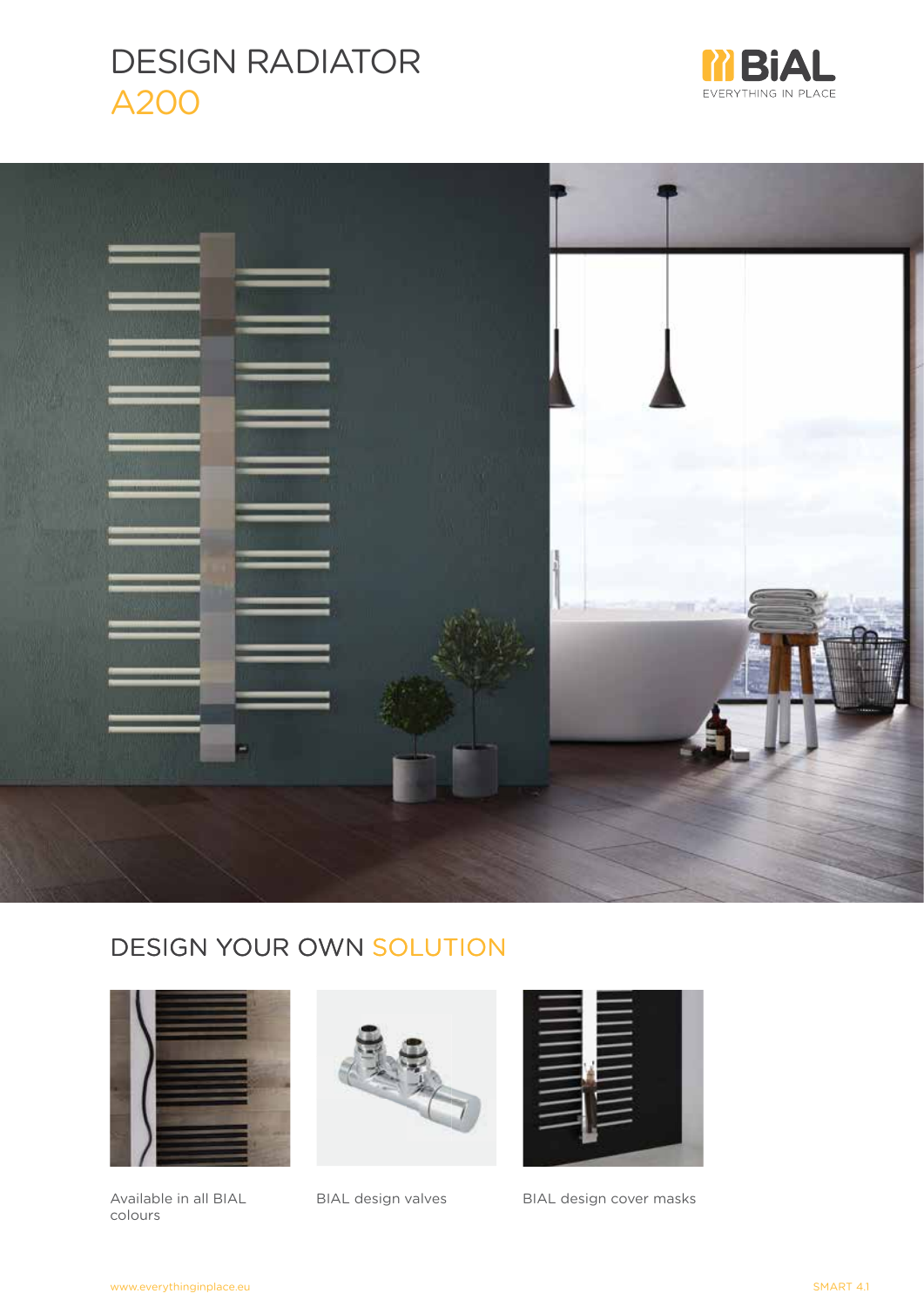# DESIGN RADIATOR A200

BiAL
EVERYTHING IN PLACE

## DESIGN YOUR OWN SOLUTION

Available in all BIAL colours

BIAL design valves

BIAL design cover masks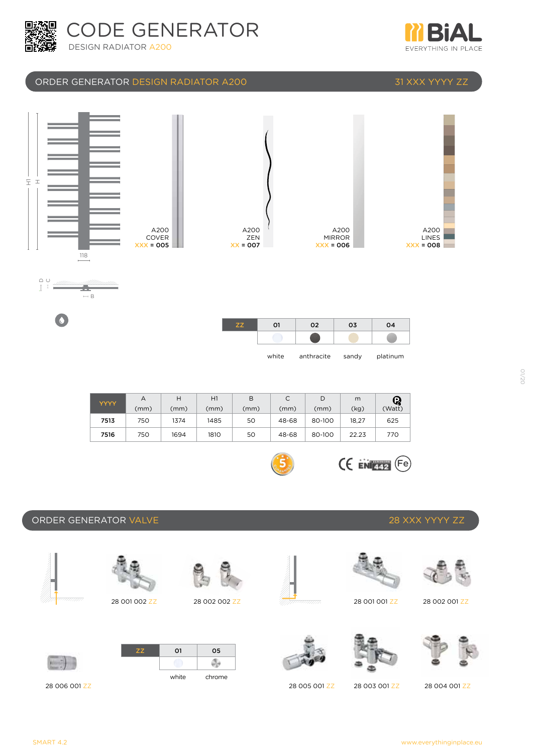# CODE GENERATOR

DESIGN RADIATOR A200

BiAL EVERYTHING IN PLACE

## ORDER GENERATOR DESIGN RADIATOR A200 — 31 XXX YYYY ZZ

H1 H 118

A200 COVER XXX = 005

A200 ZEN XX = 007

A200 MIRROR XXX = 006

A200 LINES XXX = 008

D C B

| ZZ | 01 | 02 | 03 | 04 |
|---|---|---|---|---|
| | white | anthracite | sandy | platinum |

| YYYY | A (mm) | H (mm) | H1 (mm) | B (mm) | C (mm) | D (mm) | m (kg) | (Watt) |
|---|---|---|---|---|---|---|---|---|
| 7513 | 750 | 1374 | 1485 | 50 | 48-68 | 80-100 | 18,27 | 625 |
| 7516 | 750 | 1694 | 1810 | 50 | 48-68 | 80-100 | 22.23 | 770 |

CE EN 442 Fe

## ORDER GENERATOR VALVE — 28 XXX YYYY ZZ

28 001 002 ZZ

28 002 002 ZZ

28 001 001 ZZ

28 002 001 ZZ

28 006 001 ZZ

| ZZ | 01 | 05 |
|---|---|---|
| | white | chrome |

28 005 001 ZZ

28 003 001 ZZ

28 004 001 ZZ

SMART 4.2

www.everythinginplace.eu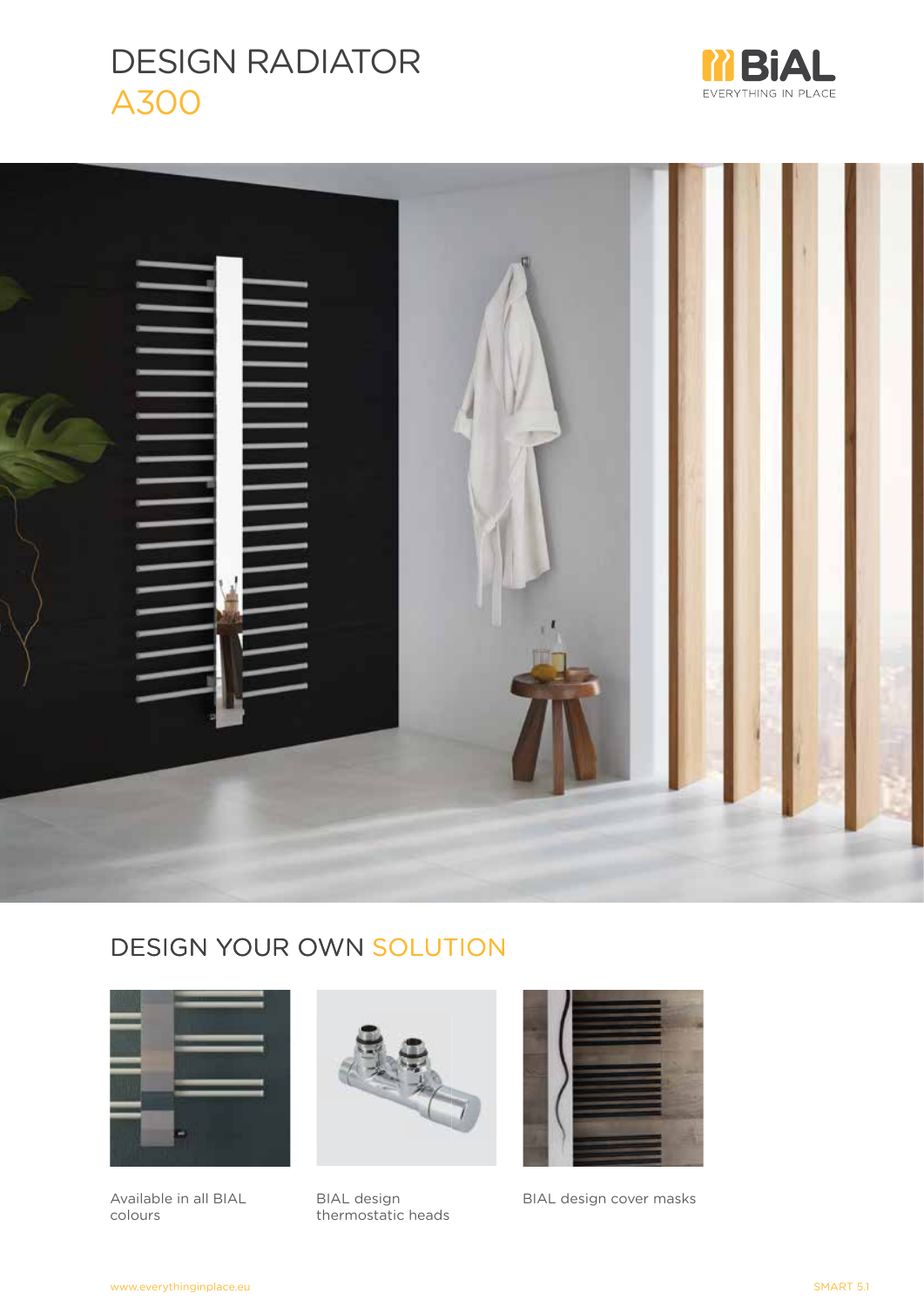# DESIGN RADIATOR A300

BiAL EVERYTHING IN PLACE

## DESIGN YOUR OWN SOLUTION

Available in all BIAL colours

BIAL design thermostatic heads

BIAL design cover masks

www.everythinginplace.eu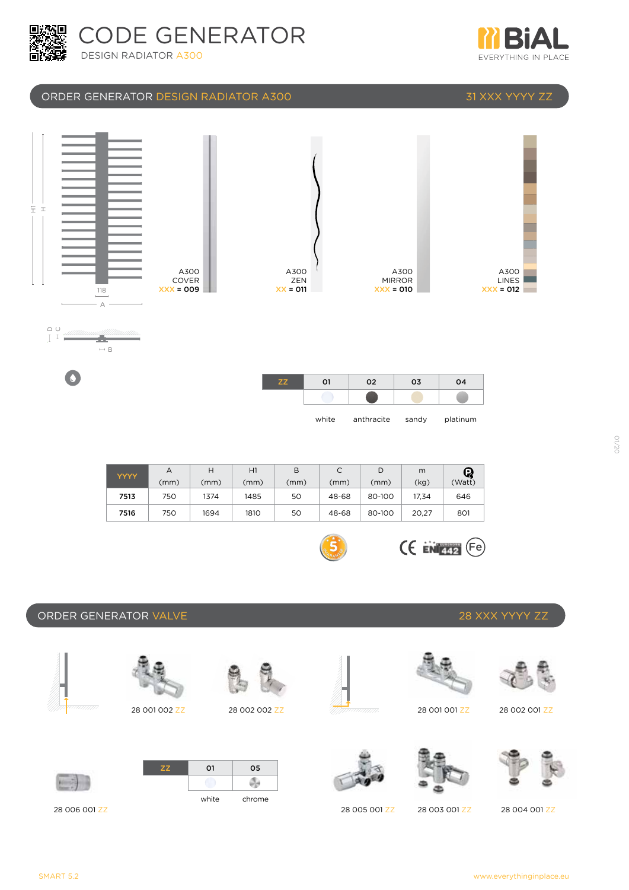# CODE GENERATOR

DESIGN RADIATOR A300

BiAL — EVERYTHING IN PLACE

## ORDER GENERATOR DESIGN RADIATOR A300 — 31 XXX YYYY ZZ

A300 COVER XXX = 009

A300 ZEN XX = 011

A300 MIRROR XXX = 010

A300 LINES XXX = 012

| ZZ | 01 | 02 | 03 | 04 |
|---|---|---|---|---|
| | white | anthracite | sandy | platinum |

| YYYY | A (mm) | H (mm) | H1 (mm) | B (mm) | C (mm) | D (mm) | m (kg) | (Watt) |
|---|---|---|---|---|---|---|---|---|
| 7513 | 750 | 1374 | 1485 | 50 | 48-68 | 80-100 | 17,34 | 646 |
| 7516 | 750 | 1694 | 1810 | 50 | 48-68 | 80-100 | 20,27 | 801 |

## ORDER GENERATOR VALVE — 28 XXX YYYY ZZ

28 001 002 ZZ

28 002 002 ZZ

28 001 001 ZZ

28 002 001 ZZ

28 006 001 ZZ

| ZZ | 01 | 05 |
|---|---|---|
| | white | chrome |

28 005 001 ZZ

28 003 001 ZZ

28 004 001 ZZ

SMART 5.2

www.everythinginplace.eu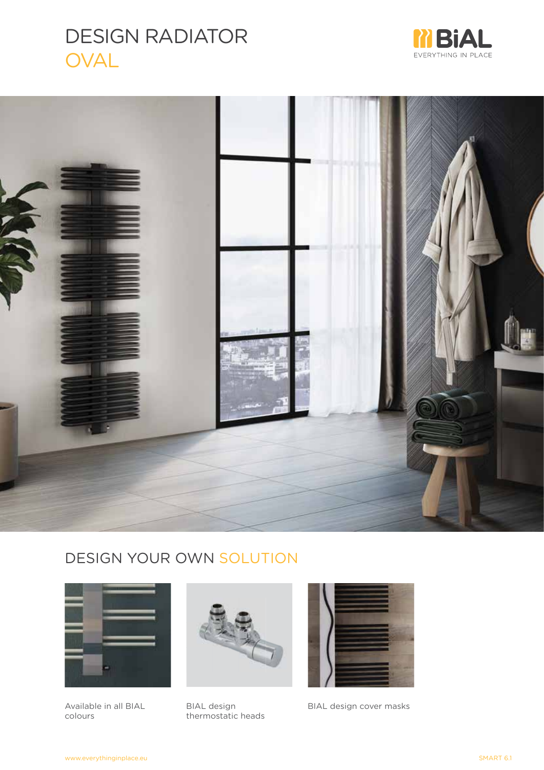# DESIGN RADIATOR OVAL

BiAL
EVERYTHING IN PLACE

## DESIGN YOUR OWN SOLUTION

Available in all BIAL colours

BIAL design thermostatic heads

BIAL design cover masks

www.everythinginplace.eu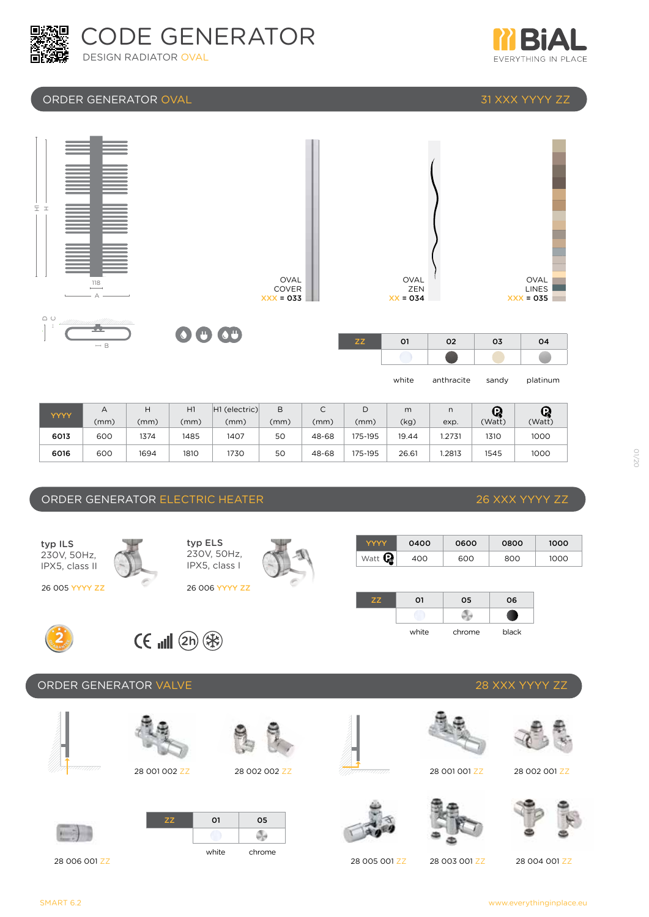# CODE GENERATOR

DESIGN RADIATOR OVAL

BiAL
EVERYTHING IN PLACE

## ORDER GENERATOR OVAL — 31 XXX YYYY ZZ

OVAL COVER XXX = 033

OVAL ZEN XX = 034

OVAL LINES XXX = 035

| ZZ | 01 | 02 | 03 | 04 |
|---|---|---|---|---|
| | white | anthracite | sandy | platinum |

| YYYY | A (mm) | H (mm) | H1 (mm) | H1 (electric) (mm) | B (mm) | C (mm) | D (mm) | m (kg) | n exp. | (Watt) | (Watt) |
|---|---|---|---|---|---|---|---|---|---|---|---|
| 6013 | 600 | 1374 | 1485 | 1407 | 50 | 48-68 | 175-195 | 19.44 | 1.2731 | 1310 | 1000 |
| 6016 | 600 | 1694 | 1810 | 1730 | 50 | 48-68 | 175-195 | 26.61 | 1.2813 | 1545 | 1000 |

## ORDER GENERATOR ELECTRIC HEATER — 26 XXX YYYY ZZ

**typ ILS**
230V, 50Hz,
IPX5, class II

26 005 YYYY ZZ

**typ ELS**
230V, 50Hz,
IPX5, class I

26 006 YYYY ZZ

| YYYY | 0400 | 0600 | 0800 | 1000 |
|---|---|---|---|---|
| Watt | 400 | 600 | 800 | 1000 |

| ZZ | 01 | 05 | 06 |
|---|---|---|---|
| | white | chrome | black |

## ORDER GENERATOR VALVE — 28 XXX YYYY ZZ

28 001 002 ZZ

28 002 002 ZZ

28 001 001 ZZ

28 002 001 ZZ

28 006 001 ZZ

| ZZ | 01 | 05 |
|---|---|---|
| | white | chrome |

28 005 001 ZZ

28 003 001 ZZ

28 004 001 ZZ

SMART 6.2

www.everythinginplace.eu